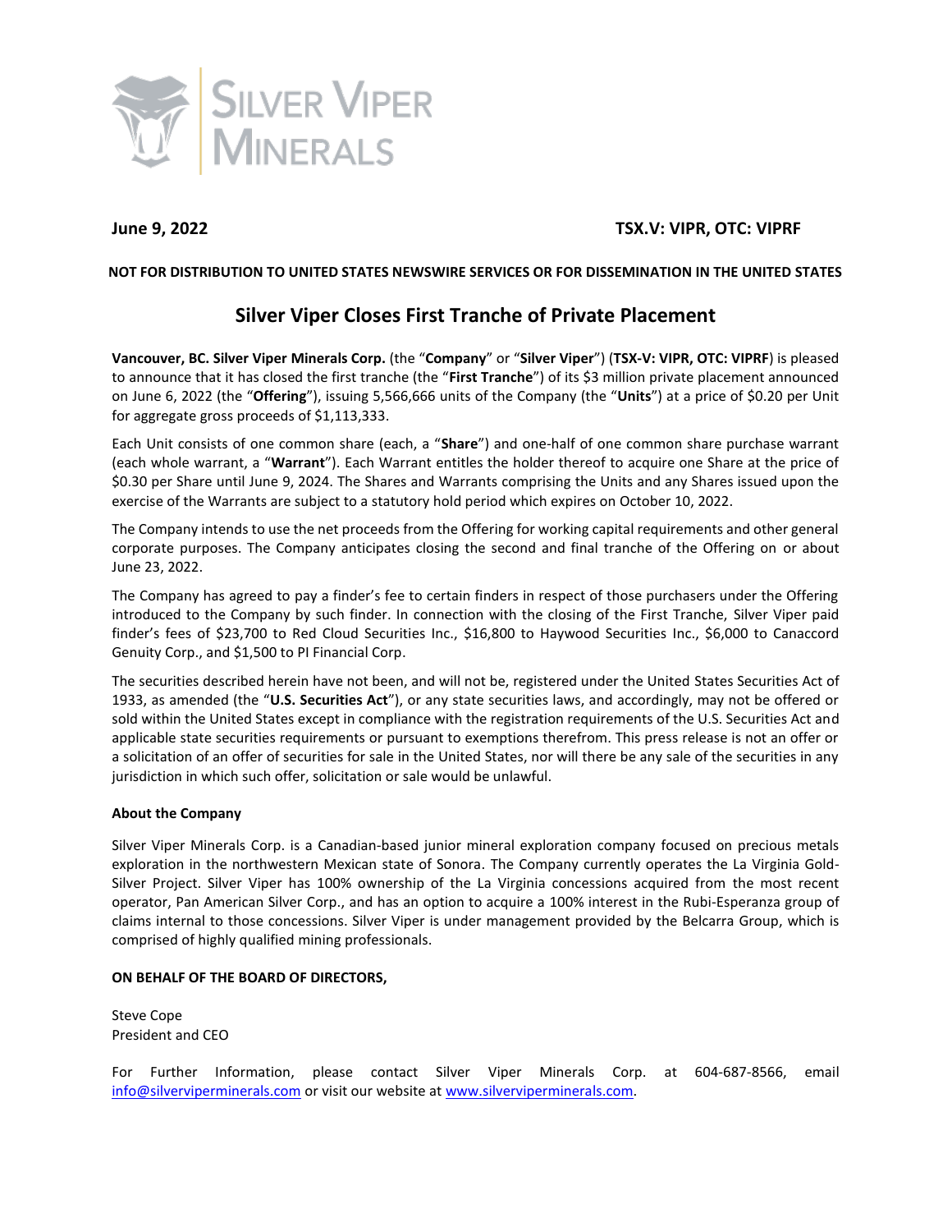**June 9, 2022** **TSX.V: VIPR, OTC: VIPRF**

**NOT FOR DISTRIBUTION TO UNITED STATES NEWSWIRE SERVICES OR FOR DISSEMINATION IN THE UNITED STATES**

# Silver Viper Closes First Tranche of Private Placement

**Vancouver, BC. Silver Viper Minerals Corp.** (the "**Company**" or "**Silver Viper**") (**TSX-V: VIPR, OTC: VIPRF**) is pleased to announce that it has closed the first tranche (the "**First Tranche**") of its $3 million private placement announced on June 6, 2022 (the "**Offering**"), issuing 5,566,666 units of the Company (the "**Units**") at a price of $0.20 per Unit for aggregate gross proceeds of $1,113,333.

Each Unit consists of one common share (each, a "**Share**") and one-half of one common share purchase warrant (each whole warrant, a "**Warrant**"). Each Warrant entitles the holder thereof to acquire one Share at the price of $0.30 per Share until June 9, 2024. The Shares and Warrants comprising the Units and any Shares issued upon the exercise of the Warrants are subject to a statutory hold period which expires on October 10, 2022.

The Company intends to use the net proceeds from the Offering for working capital requirements and other general corporate purposes. The Company anticipates closing the second and final tranche of the Offering on or about June 23, 2022.

The Company has agreed to pay a finder's fee to certain finders in respect of those purchasers under the Offering introduced to the Company by such finder. In connection with the closing of the First Tranche, Silver Viper paid finder's fees of $23,700 to Red Cloud Securities Inc., $16,800 to Haywood Securities Inc., $6,000 to Canaccord Genuity Corp., and $1,500 to PI Financial Corp.

The securities described herein have not been, and will not be, registered under the United States Securities Act of 1933, as amended (the "**U.S. Securities Act**"), or any state securities laws, and accordingly, may not be offered or sold within the United States except in compliance with the registration requirements of the U.S. Securities Act and applicable state securities requirements or pursuant to exemptions therefrom. This press release is not an offer or a solicitation of an offer of securities for sale in the United States, nor will there be any sale of the securities in any jurisdiction in which such offer, solicitation or sale would be unlawful.

**About the Company**

Silver Viper Minerals Corp. is a Canadian-based junior mineral exploration company focused on precious metals exploration in the northwestern Mexican state of Sonora. The Company currently operates the La Virginia Gold-Silver Project. Silver Viper has 100% ownership of the La Virginia concessions acquired from the most recent operator, Pan American Silver Corp., and has an option to acquire a 100% interest in the Rubi-Esperanza group of claims internal to those concessions. Silver Viper is under management provided by the Belcarra Group, which is comprised of highly qualified mining professionals.

**ON BEHALF OF THE BOARD OF DIRECTORS,**

Steve Cope
President and CEO

For Further Information, please contact Silver Viper Minerals Corp. at 604-687-8566, email info@silverviperminerals.com or visit our website at www.silverviperminerals.com.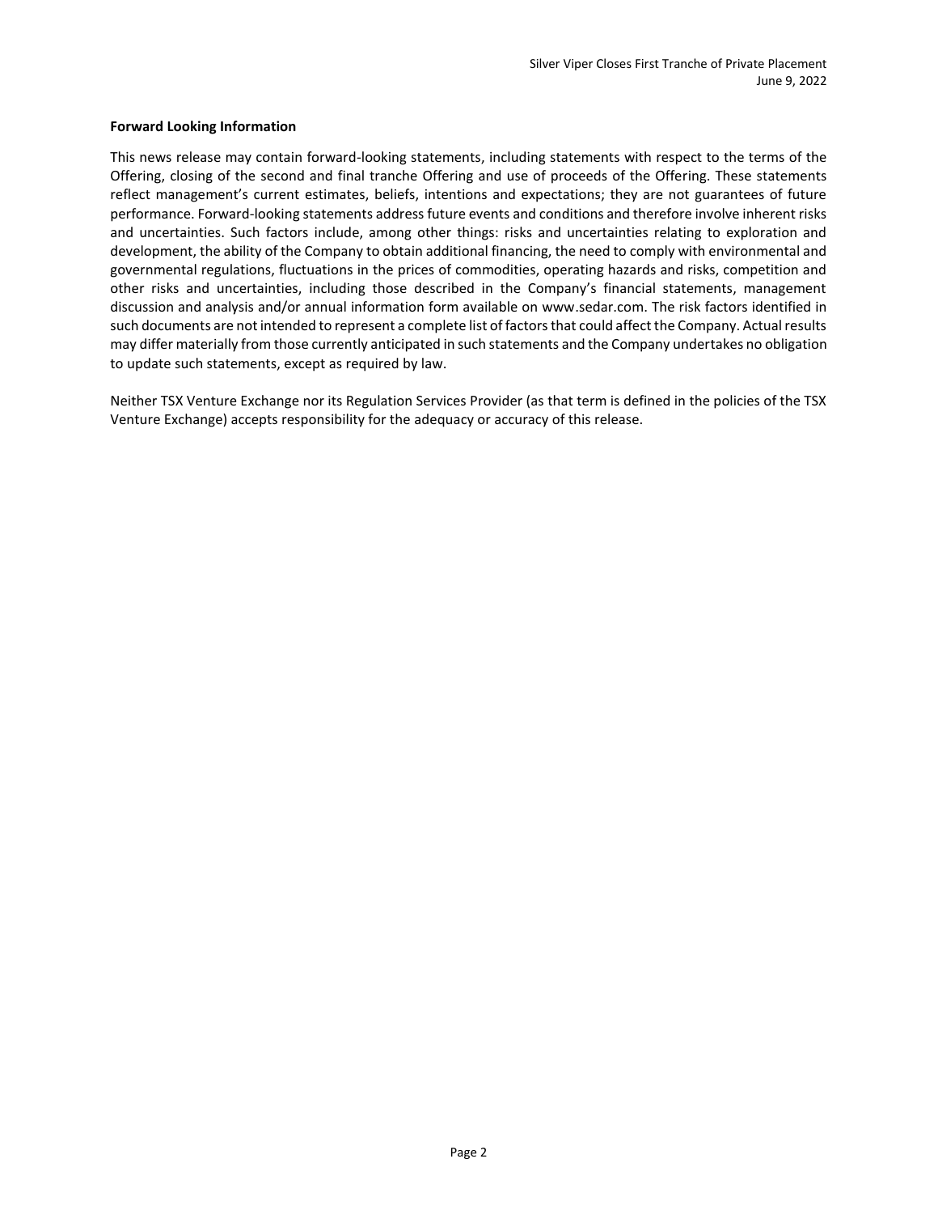**Forward Looking Information**

This news release may contain forward-looking statements, including statements with respect to the terms of the Offering, closing of the second and final tranche Offering and use of proceeds of the Offering. These statements reflect management's current estimates, beliefs, intentions and expectations; they are not guarantees of future performance. Forward-looking statements address future events and conditions and therefore involve inherent risks and uncertainties. Such factors include, among other things: risks and uncertainties relating to exploration and development, the ability of the Company to obtain additional financing, the need to comply with environmental and governmental regulations, fluctuations in the prices of commodities, operating hazards and risks, competition and other risks and uncertainties, including those described in the Company's financial statements, management discussion and analysis and/or annual information form available on www.sedar.com. The risk factors identified in such documents are not intended to represent a complete list of factors that could affect the Company. Actual results may differ materially from those currently anticipated in such statements and the Company undertakes no obligation to update such statements, except as required by law.

Neither TSX Venture Exchange nor its Regulation Services Provider (as that term is defined in the policies of the TSX Venture Exchange) accepts responsibility for the adequacy or accuracy of this release.